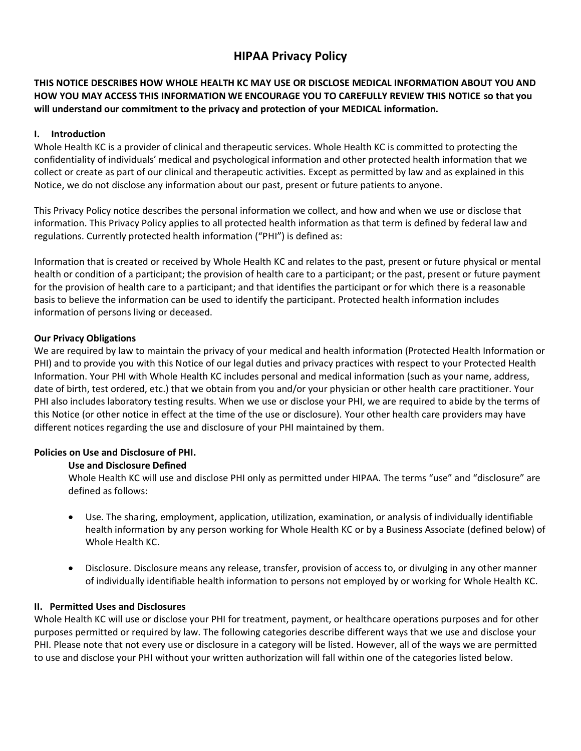# HIPAA Privacy Policy

**THIS NOTICE DESCRIBES HOW WHOLE HEALTH KC MAY USE OR DISCLOSE MEDICAL INFORMATION ABOUT YOU AND HOW YOU MAY ACCESS THIS INFORMATION WE ENCOURAGE YOU TO CAREFULLY REVIEW THIS NOTICE so that you will understand our commitment to the privacy and protection of your MEDICAL information.**

## I. Introduction

Whole Health KC is a provider of clinical and therapeutic services. Whole Health KC is committed to protecting the confidentiality of individuals' medical and psychological information and other protected health information that we collect or create as part of our clinical and therapeutic activities. Except as permitted by law and as explained in this Notice, we do not disclose any information about our past, present or future patients to anyone.

This Privacy Policy notice describes the personal information we collect, and how and when we use or disclose that information. This Privacy Policy applies to all protected health information as that term is defined by federal law and regulations. Currently protected health information ("PHI") is defined as:

Information that is created or received by Whole Health KC and relates to the past, present or future physical or mental health or condition of a participant; the provision of health care to a participant; or the past, present or future payment for the provision of health care to a participant; and that identifies the participant or for which there is a reasonable basis to believe the information can be used to identify the participant. Protected health information includes information of persons living or deceased.

### Our Privacy Obligations

We are required by law to maintain the privacy of your medical and health information (Protected Health Information or PHI) and to provide you with this Notice of our legal duties and privacy practices with respect to your Protected Health Information. Your PHI with Whole Health KC includes personal and medical information (such as your name, address, date of birth, test ordered, etc.) that we obtain from you and/or your physician or other health care practitioner. Your PHI also includes laboratory testing results. When we use or disclose your PHI, we are required to abide by the terms of this Notice (or other notice in effect at the time of the use or disclosure). Your other health care providers may have different notices regarding the use and disclosure of your PHI maintained by them.

### Policies on Use and Disclosure of PHI.

#### Use and Disclosure Defined

Whole Health KC will use and disclose PHI only as permitted under HIPAA. The terms "use" and "disclosure" are defined as follows:

- Use. The sharing, employment, application, utilization, examination, or analysis of individually identifiable health information by any person working for Whole Health KC or by a Business Associate (defined below) of Whole Health KC.
- Disclosure. Disclosure means any release, transfer, provision of access to, or divulging in any other manner of individually identifiable health information to persons not employed by or working for Whole Health KC.

## II. Permitted Uses and Disclosures

Whole Health KC will use or disclose your PHI for treatment, payment, or healthcare operations purposes and for other purposes permitted or required by law. The following categories describe different ways that we use and disclose your PHI. Please note that not every use or disclosure in a category will be listed. However, all of the ways we are permitted to use and disclose your PHI without your written authorization will fall within one of the categories listed below.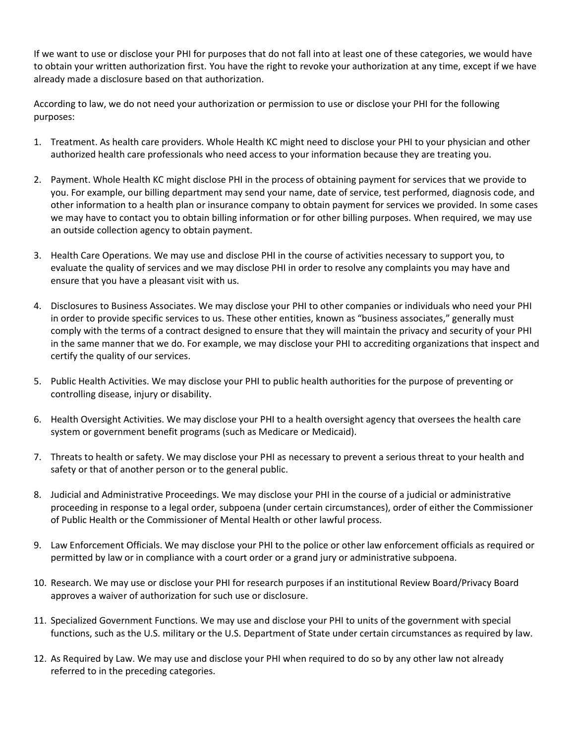If we want to use or disclose your PHI for purposes that do not fall into at least one of these categories, we would have to obtain your written authorization first. You have the right to revoke your authorization at any time, except if we have already made a disclosure based on that authorization.

According to law, we do not need your authorization or permission to use or disclose your PHI for the following purposes:

1. Treatment. As health care providers. Whole Health KC might need to disclose your PHI to your physician and other authorized health care professionals who need access to your information because they are treating you.

2. Payment. Whole Health KC might disclose PHI in the process of obtaining payment for services that we provide to you. For example, our billing department may send your name, date of service, test performed, diagnosis code, and other information to a health plan or insurance company to obtain payment for services we provided. In some cases we may have to contact you to obtain billing information or for other billing purposes. When required, we may use an outside collection agency to obtain payment.

3. Health Care Operations. We may use and disclose PHI in the course of activities necessary to support you, to evaluate the quality of services and we may disclose PHI in order to resolve any complaints you may have and ensure that you have a pleasant visit with us.

4. Disclosures to Business Associates. We may disclose your PHI to other companies or individuals who need your PHI in order to provide specific services to us. These other entities, known as "business associates," generally must comply with the terms of a contract designed to ensure that they will maintain the privacy and security of your PHI in the same manner that we do. For example, we may disclose your PHI to accrediting organizations that inspect and certify the quality of our services.

5. Public Health Activities. We may disclose your PHI to public health authorities for the purpose of preventing or controlling disease, injury or disability.

6. Health Oversight Activities. We may disclose your PHI to a health oversight agency that oversees the health care system or government benefit programs (such as Medicare or Medicaid).

7. Threats to health or safety. We may disclose your PHI as necessary to prevent a serious threat to your health and safety or that of another person or to the general public.

8. Judicial and Administrative Proceedings. We may disclose your PHI in the course of a judicial or administrative proceeding in response to a legal order, subpoena (under certain circumstances), order of either the Commissioner of Public Health or the Commissioner of Mental Health or other lawful process.

9. Law Enforcement Officials. We may disclose your PHI to the police or other law enforcement officials as required or permitted by law or in compliance with a court order or a grand jury or administrative subpoena.

10. Research. We may use or disclose your PHI for research purposes if an institutional Review Board/Privacy Board approves a waiver of authorization for such use or disclosure.

11. Specialized Government Functions. We may use and disclose your PHI to units of the government with special functions, such as the U.S. military or the U.S. Department of State under certain circumstances as required by law.

12. As Required by Law. We may use and disclose your PHI when required to do so by any other law not already referred to in the preceding categories.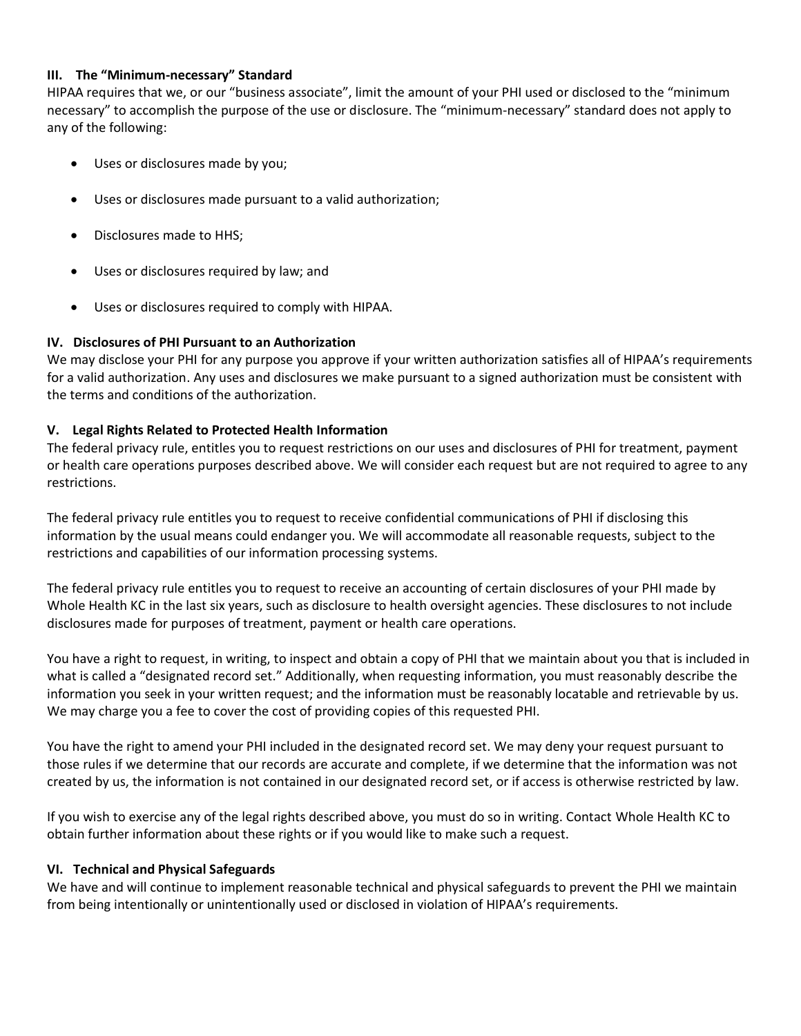### III. The “Minimum-necessary” Standard

HIPAA requires that we, or our “business associate”, limit the amount of your PHI used or disclosed to the “minimum necessary” to accomplish the purpose of the use or disclosure. The “minimum-necessary” standard does not apply to any of the following:

- Uses or disclosures made by you;
- Uses or disclosures made pursuant to a valid authorization;
- Disclosures made to HHS;
- Uses or disclosures required by law; and
- Uses or disclosures required to comply with HIPAA.

### IV. Disclosures of PHI Pursuant to an Authorization

We may disclose your PHI for any purpose you approve if your written authorization satisfies all of HIPAA’s requirements for a valid authorization. Any uses and disclosures we make pursuant to a signed authorization must be consistent with the terms and conditions of the authorization.

### V. Legal Rights Related to Protected Health Information

The federal privacy rule, entitles you to request restrictions on our uses and disclosures of PHI for treatment, payment or health care operations purposes described above. We will consider each request but are not required to agree to any restrictions.

The federal privacy rule entitles you to request to receive confidential communications of PHI if disclosing this information by the usual means could endanger you. We will accommodate all reasonable requests, subject to the restrictions and capabilities of our information processing systems.

The federal privacy rule entitles you to request to receive an accounting of certain disclosures of your PHI made by Whole Health KC in the last six years, such as disclosure to health oversight agencies. These disclosures to not include disclosures made for purposes of treatment, payment or health care operations.

You have a right to request, in writing, to inspect and obtain a copy of PHI that we maintain about you that is included in what is called a “designated record set.” Additionally, when requesting information, you must reasonably describe the information you seek in your written request; and the information must be reasonably locatable and retrievable by us. We may charge you a fee to cover the cost of providing copies of this requested PHI.

You have the right to amend your PHI included in the designated record set. We may deny your request pursuant to those rules if we determine that our records are accurate and complete, if we determine that the information was not created by us, the information is not contained in our designated record set, or if access is otherwise restricted by law.

If you wish to exercise any of the legal rights described above, you must do so in writing. Contact Whole Health KC to obtain further information about these rights or if you would like to make such a request.

### VI. Technical and Physical Safeguards

We have and will continue to implement reasonable technical and physical safeguards to prevent the PHI we maintain from being intentionally or unintentionally used or disclosed in violation of HIPAA’s requirements.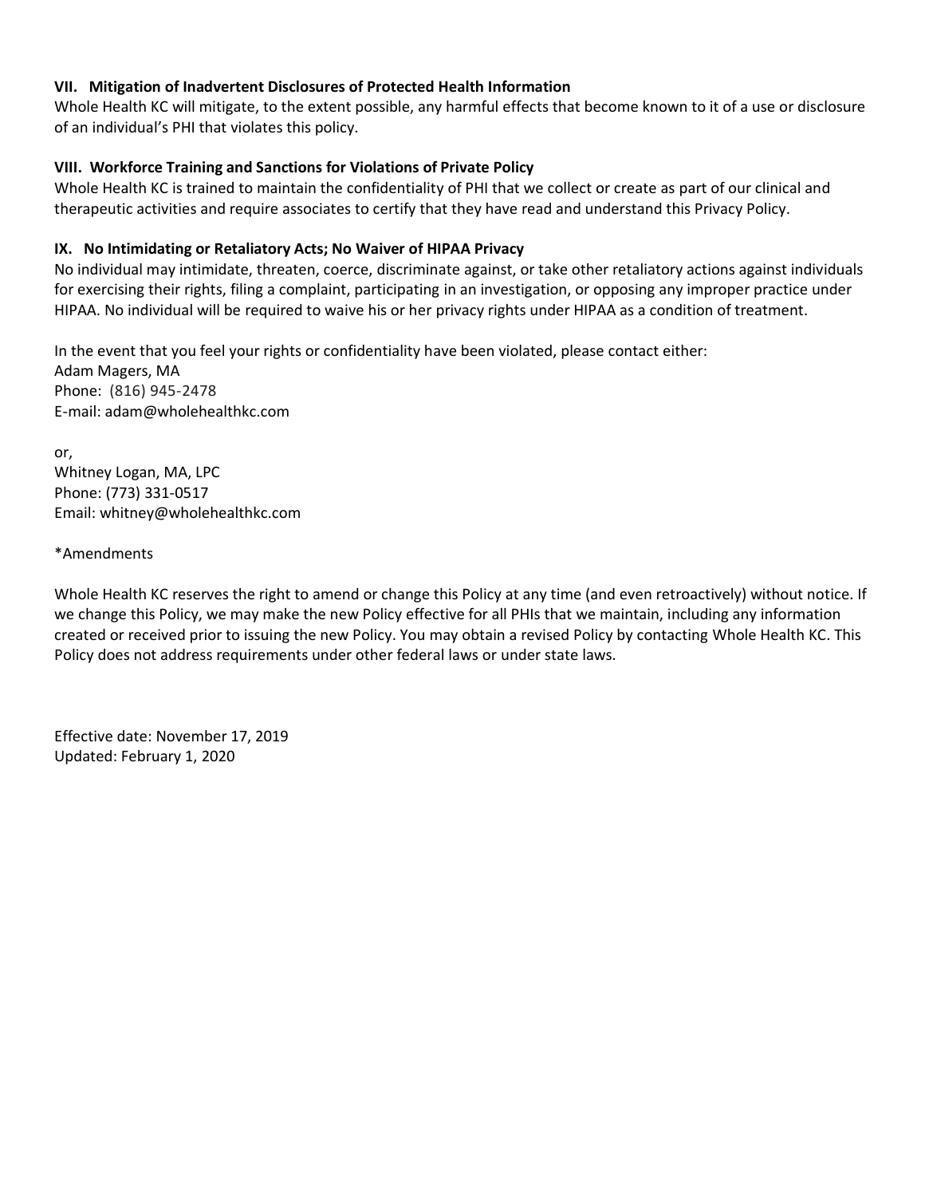### VII. Mitigation of Inadvertent Disclosures of Protected Health Information

Whole Health KC will mitigate, to the extent possible, any harmful effects that become known to it of a use or disclosure of an individual's PHI that violates this policy.

### VIII. Workforce Training and Sanctions for Violations of Private Policy

Whole Health KC is trained to maintain the confidentiality of PHI that we collect or create as part of our clinical and therapeutic activities and require associates to certify that they have read and understand this Privacy Policy.

### IX. No Intimidating or Retaliatory Acts; No Waiver of HIPAA Privacy

No individual may intimidate, threaten, coerce, discriminate against, or take other retaliatory actions against individuals for exercising their rights, filing a complaint, participating in an investigation, or opposing any improper practice under HIPAA. No individual will be required to waive his or her privacy rights under HIPAA as a condition of treatment.

In the event that you feel your rights or confidentiality have been violated, please contact either:
Adam Magers, MA
Phone: (816) 945-2478
E-mail: adam@wholehealthkc.com

or,
Whitney Logan, MA, LPC
Phone: (773) 331-0517
Email: whitney@wholehealthkc.com

*Amendments

Whole Health KC reserves the right to amend or change this Policy at any time (and even retroactively) without notice. If we change this Policy, we may make the new Policy effective for all PHIs that we maintain, including any information created or received prior to issuing the new Policy. You may obtain a revised Policy by contacting Whole Health KC. This Policy does not address requirements under other federal laws or under state laws.

Effective date: November 17, 2019
Updated: February 1, 2020